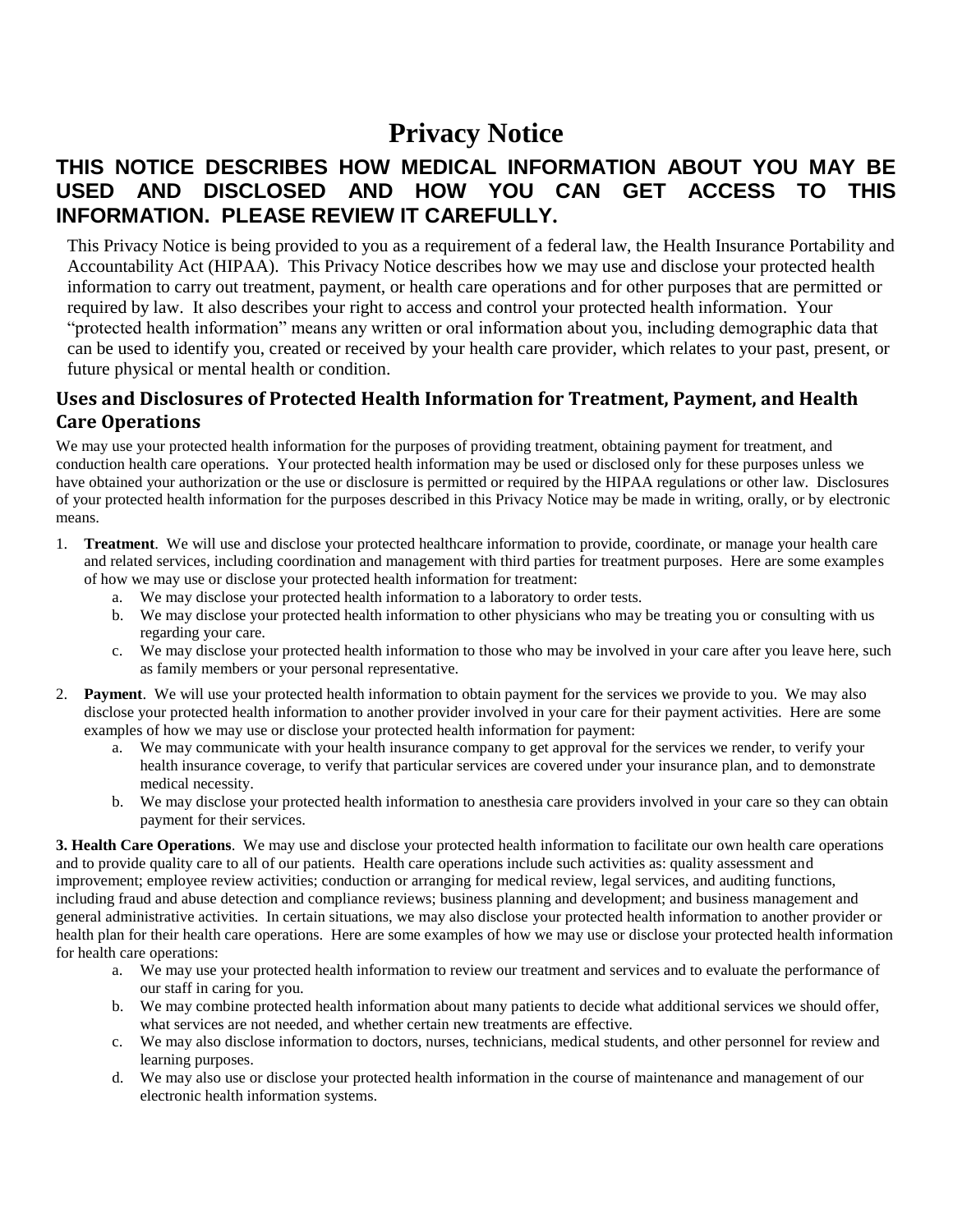# Privacy Notice

## THIS NOTICE DESCRIBES HOW MEDICAL INFORMATION ABOUT YOU MAY BE USED AND DISCLOSED AND HOW YOU CAN GET ACCESS TO THIS INFORMATION. PLEASE REVIEW IT CAREFULLY.

This Privacy Notice is being provided to you as a requirement of a federal law, the Health Insurance Portability and Accountability Act (HIPAA). This Privacy Notice describes how we may use and disclose your protected health information to carry out treatment, payment, or health care operations and for other purposes that are permitted or required by law. It also describes your right to access and control your protected health information. Your "protected health information" means any written or oral information about you, including demographic data that can be used to identify you, created or received by your health care provider, which relates to your past, present, or future physical or mental health or condition.

### Uses and Disclosures of Protected Health Information for Treatment, Payment, and Health Care Operations

We may use your protected health information for the purposes of providing treatment, obtaining payment for treatment, and conduction health care operations. Your protected health information may be used or disclosed only for these purposes unless we have obtained your authorization or the use or disclosure is permitted or required by the HIPAA regulations or other law. Disclosures of your protected health information for the purposes described in this Privacy Notice may be made in writing, orally, or by electronic means.

1. **Treatment**. We will use and disclose your protected healthcare information to provide, coordinate, or manage your health care and related services, including coordination and management with third parties for treatment purposes. Here are some examples of how we may use or disclose your protected health information for treatment:
   a. We may disclose your protected health information to a laboratory to order tests.
   b. We may disclose your protected health information to other physicians who may be treating you or consulting with us regarding your care.
   c. We may disclose your protected health information to those who may be involved in your care after you leave here, such as family members or your personal representative.
2. **Payment**. We will use your protected health information to obtain payment for the services we provide to you. We may also disclose your protected health information to another provider involved in your care for their payment activities. Here are some examples of how we may use or disclose your protected health information for payment:
   a. We may communicate with your health insurance company to get approval for the services we render, to verify your health insurance coverage, to verify that particular services are covered under your insurance plan, and to demonstrate medical necessity.
   b. We may disclose your protected health information to anesthesia care providers involved in your care so they can obtain payment for their services.

**3. Health Care Operations**. We may use and disclose your protected health information to facilitate our own health care operations and to provide quality care to all of our patients. Health care operations include such activities as: quality assessment and improvement; employee review activities; conduction or arranging for medical review, legal services, and auditing functions, including fraud and abuse detection and compliance reviews; business planning and development; and business management and general administrative activities. In certain situations, we may also disclose your protected health information to another provider or health plan for their health care operations. Here are some examples of how we may use or disclose your protected health information for health care operations:

   a. We may use your protected health information to review our treatment and services and to evaluate the performance of our staff in caring for you.
   b. We may combine protected health information about many patients to decide what additional services we should offer, what services are not needed, and whether certain new treatments are effective.
   c. We may also disclose information to doctors, nurses, technicians, medical students, and other personnel for review and learning purposes.
   d. We may also use or disclose your protected health information in the course of maintenance and management of our electronic health information systems.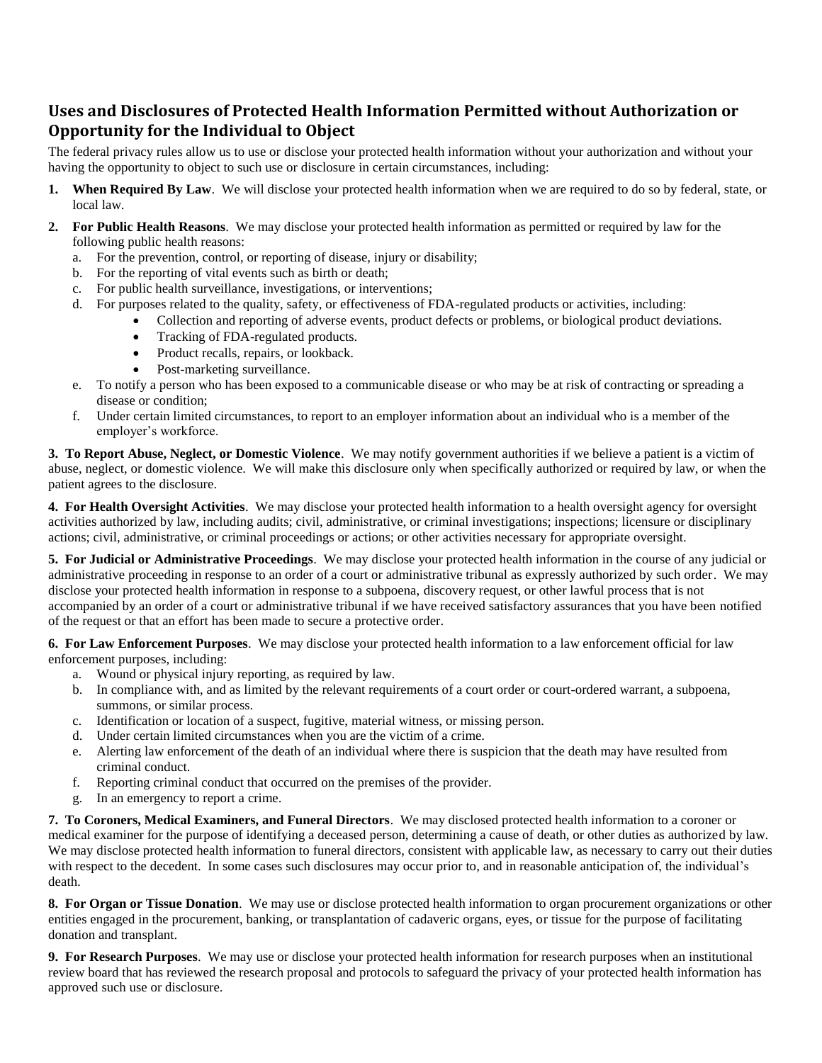## Uses and Disclosures of Protected Health Information Permitted without Authorization or Opportunity for the Individual to Object

The federal privacy rules allow us to use or disclose your protected health information without your authorization and without your having the opportunity to object to such use or disclosure in certain circumstances, including:

1. **When Required By Law**. We will disclose your protected health information when we are required to do so by federal, state, or local law.
2. **For Public Health Reasons**. We may disclose your protected health information as permitted or required by law for the following public health reasons:
   a. For the prevention, control, or reporting of disease, injury or disability;
   b. For the reporting of vital events such as birth or death;
   c. For public health surveillance, investigations, or interventions;
   d. For purposes related to the quality, safety, or effectiveness of FDA-regulated products or activities, including:
      - Collection and reporting of adverse events, product defects or problems, or biological product deviations.
      - Tracking of FDA-regulated products.
      - Product recalls, repairs, or lookback.
      - Post-marketing surveillance.
   e. To notify a person who has been exposed to a communicable disease or who may be at risk of contracting or spreading a disease or condition;
   f. Under certain limited circumstances, to report to an employer information about an individual who is a member of the employer's workforce.

**3. To Report Abuse, Neglect, or Domestic Violence**. We may notify government authorities if we believe a patient is a victim of abuse, neglect, or domestic violence. We will make this disclosure only when specifically authorized or required by law, or when the patient agrees to the disclosure.

**4. For Health Oversight Activities**. We may disclose your protected health information to a health oversight agency for oversight activities authorized by law, including audits; civil, administrative, or criminal investigations; inspections; licensure or disciplinary actions; civil, administrative, or criminal proceedings or actions; or other activities necessary for appropriate oversight.

**5. For Judicial or Administrative Proceedings**. We may disclose your protected health information in the course of any judicial or administrative proceeding in response to an order of a court or administrative tribunal as expressly authorized by such order. We may disclose your protected health information in response to a subpoena, discovery request, or other lawful process that is not accompanied by an order of a court or administrative tribunal if we have received satisfactory assurances that you have been notified of the request or that an effort has been made to secure a protective order.

**6. For Law Enforcement Purposes**. We may disclose your protected health information to a law enforcement official for law enforcement purposes, including:

a. Wound or physical injury reporting, as required by law.
b. In compliance with, and as limited by the relevant requirements of a court order or court-ordered warrant, a subpoena, summons, or similar process.
c. Identification or location of a suspect, fugitive, material witness, or missing person.
d. Under certain limited circumstances when you are the victim of a crime.
e. Alerting law enforcement of the death of an individual where there is suspicion that the death may have resulted from criminal conduct.
f. Reporting criminal conduct that occurred on the premises of the provider.
g. In an emergency to report a crime.

**7. To Coroners, Medical Examiners, and Funeral Directors**. We may disclosed protected health information to a coroner or medical examiner for the purpose of identifying a deceased person, determining a cause of death, or other duties as authorized by law. We may disclose protected health information to funeral directors, consistent with applicable law, as necessary to carry out their duties with respect to the decedent. In some cases such disclosures may occur prior to, and in reasonable anticipation of, the individual's death.

**8. For Organ or Tissue Donation**. We may use or disclose protected health information to organ procurement organizations or other entities engaged in the procurement, banking, or transplantation of cadaveric organs, eyes, or tissue for the purpose of facilitating donation and transplant.

**9. For Research Purposes**. We may use or disclose your protected health information for research purposes when an institutional review board that has reviewed the research proposal and protocols to safeguard the privacy of your protected health information has approved such use or disclosure.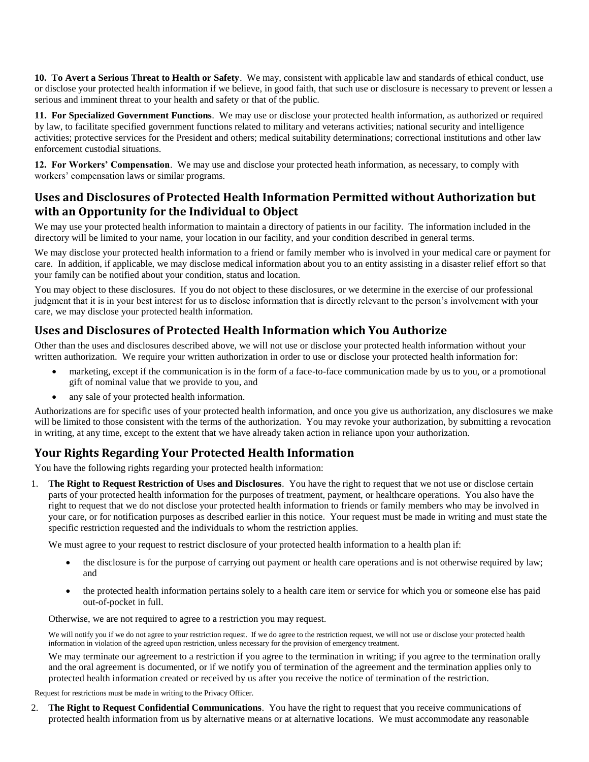**10. To Avert a Serious Threat to Health or Safety**. We may, consistent with applicable law and standards of ethical conduct, use or disclose your protected health information if we believe, in good faith, that such use or disclosure is necessary to prevent or lessen a serious and imminent threat to your health and safety or that of the public.

**11. For Specialized Government Functions**. We may use or disclose your protected health information, as authorized or required by law, to facilitate specified government functions related to military and veterans activities; national security and intelligence activities; protective services for the President and others; medical suitability determinations; correctional institutions and other law enforcement custodial situations.

**12. For Workers' Compensation**. We may use and disclose your protected heath information, as necessary, to comply with workers' compensation laws or similar programs.

## Uses and Disclosures of Protected Health Information Permitted without Authorization but with an Opportunity for the Individual to Object

We may use your protected health information to maintain a directory of patients in our facility. The information included in the directory will be limited to your name, your location in our facility, and your condition described in general terms.

We may disclose your protected health information to a friend or family member who is involved in your medical care or payment for care. In addition, if applicable, we may disclose medical information about you to an entity assisting in a disaster relief effort so that your family can be notified about your condition, status and location.

You may object to these disclosures. If you do not object to these disclosures, or we determine in the exercise of our professional judgment that it is in your best interest for us to disclose information that is directly relevant to the person's involvement with your care, we may disclose your protected health information.

## Uses and Disclosures of Protected Health Information which You Authorize

Other than the uses and disclosures described above, we will not use or disclose your protected health information without your written authorization. We require your written authorization in order to use or disclose your protected health information for:

- marketing, except if the communication is in the form of a face-to-face communication made by us to you, or a promotional gift of nominal value that we provide to you, and
- any sale of your protected health information.

Authorizations are for specific uses of your protected health information, and once you give us authorization, any disclosures we make will be limited to those consistent with the terms of the authorization. You may revoke your authorization, by submitting a revocation in writing, at any time, except to the extent that we have already taken action in reliance upon your authorization.

## Your Rights Regarding Your Protected Health Information

You have the following rights regarding your protected health information:

1. **The Right to Request Restriction of Uses and Disclosures**. You have the right to request that we not use or disclose certain parts of your protected health information for the purposes of treatment, payment, or healthcare operations. You also have the right to request that we do not disclose your protected health information to friends or family members who may be involved in your care, or for notification purposes as described earlier in this notice. Your request must be made in writing and must state the specific restriction requested and the individuals to whom the restriction applies.

   We must agree to your request to restrict disclosure of your protected health information to a health plan if:

   - the disclosure is for the purpose of carrying out payment or health care operations and is not otherwise required by law; and
   - the protected health information pertains solely to a health care item or service for which you or someone else has paid out-of-pocket in full.

   Otherwise, we are not required to agree to a restriction you may request.

   We will notify you if we do not agree to your restriction request. If we do agree to the restriction request, we will not use or disclose your protected health information in violation of the agreed upon restriction, unless necessary for the provision of emergency treatment.

   We may terminate our agreement to a restriction if you agree to the termination in writing; if you agree to the termination orally and the oral agreement is documented, or if we notify you of termination of the agreement and the termination applies only to protected health information created or received by us after you receive the notice of termination of the restriction.

Request for restrictions must be made in writing to the Privacy Officer.

2. **The Right to Request Confidential Communications**. You have the right to request that you receive communications of protected health information from us by alternative means or at alternative locations. We must accommodate any reasonable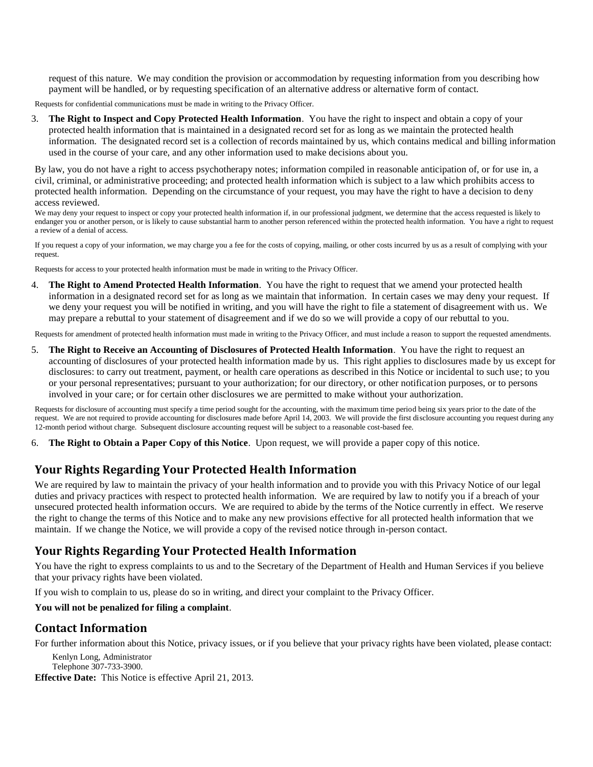request of this nature. We may condition the provision or accommodation by requesting information from you describing how payment will be handled, or by requesting specification of an alternative address or alternative form of contact.

Requests for confidential communications must be made in writing to the Privacy Officer.

3. **The Right to Inspect and Copy Protected Health Information**. You have the right to inspect and obtain a copy of your protected health information that is maintained in a designated record set for as long as we maintain the protected health information. The designated record set is a collection of records maintained by us, which contains medical and billing information used in the course of your care, and any other information used to make decisions about you.

By law, you do not have a right to access psychotherapy notes; information compiled in reasonable anticipation of, or for use in, a civil, criminal, or administrative proceeding; and protected health information which is subject to a law which prohibits access to protected health information. Depending on the circumstance of your request, you may have the right to have a decision to deny access reviewed.

We may deny your request to inspect or copy your protected health information if, in our professional judgment, we determine that the access requested is likely to endanger you or another person, or is likely to cause substantial harm to another person referenced within the protected health information. You have a right to request a review of a denial of access.

If you request a copy of your information, we may charge you a fee for the costs of copying, mailing, or other costs incurred by us as a result of complying with your request.

Requests for access to your protected health information must be made in writing to the Privacy Officer.

4. **The Right to Amend Protected Health Information**. You have the right to request that we amend your protected health information in a designated record set for as long as we maintain that information. In certain cases we may deny your request. If we deny your request you will be notified in writing, and you will have the right to file a statement of disagreement with us. We may prepare a rebuttal to your statement of disagreement and if we do so we will provide a copy of our rebuttal to you.

Requests for amendment of protected health information must made in writing to the Privacy Officer, and must include a reason to support the requested amendments.

5. **The Right to Receive an Accounting of Disclosures of Protected Health Information**. You have the right to request an accounting of disclosures of your protected health information made by us. This right applies to disclosures made by us except for disclosures: to carry out treatment, payment, or health care operations as described in this Notice or incidental to such use; to you or your personal representatives; pursuant to your authorization; for our directory, or other notification purposes, or to persons involved in your care; or for certain other disclosures we are permitted to make without your authorization.

Requests for disclosure of accounting must specify a time period sought for the accounting, with the maximum time period being six years prior to the date of the request. We are not required to provide accounting for disclosures made before April 14, 2003. We will provide the first disclosure accounting you request during any 12-month period without charge. Subsequent disclosure accounting request will be subject to a reasonable cost-based fee.

6. **The Right to Obtain a Paper Copy of this Notice**. Upon request, we will provide a paper copy of this notice.

## Your Rights Regarding Your Protected Health Information

We are required by law to maintain the privacy of your health information and to provide you with this Privacy Notice of our legal duties and privacy practices with respect to protected health information. We are required by law to notify you if a breach of your unsecured protected health information occurs. We are required to abide by the terms of the Notice currently in effect. We reserve the right to change the terms of this Notice and to make any new provisions effective for all protected health information that we maintain. If we change the Notice, we will provide a copy of the revised notice through in-person contact.

## Your Rights Regarding Your Protected Health Information

You have the right to express complaints to us and to the Secretary of the Department of Health and Human Services if you believe that your privacy rights have been violated.

If you wish to complain to us, please do so in writing, and direct your complaint to the Privacy Officer.

**You will not be penalized for filing a complaint**.

## Contact Information

For further information about this Notice, privacy issues, or if you believe that your privacy rights have been violated, please contact:

Kenlyn Long, Administrator
Telephone 307-733-3900.

**Effective Date:** This Notice is effective April 21, 2013.